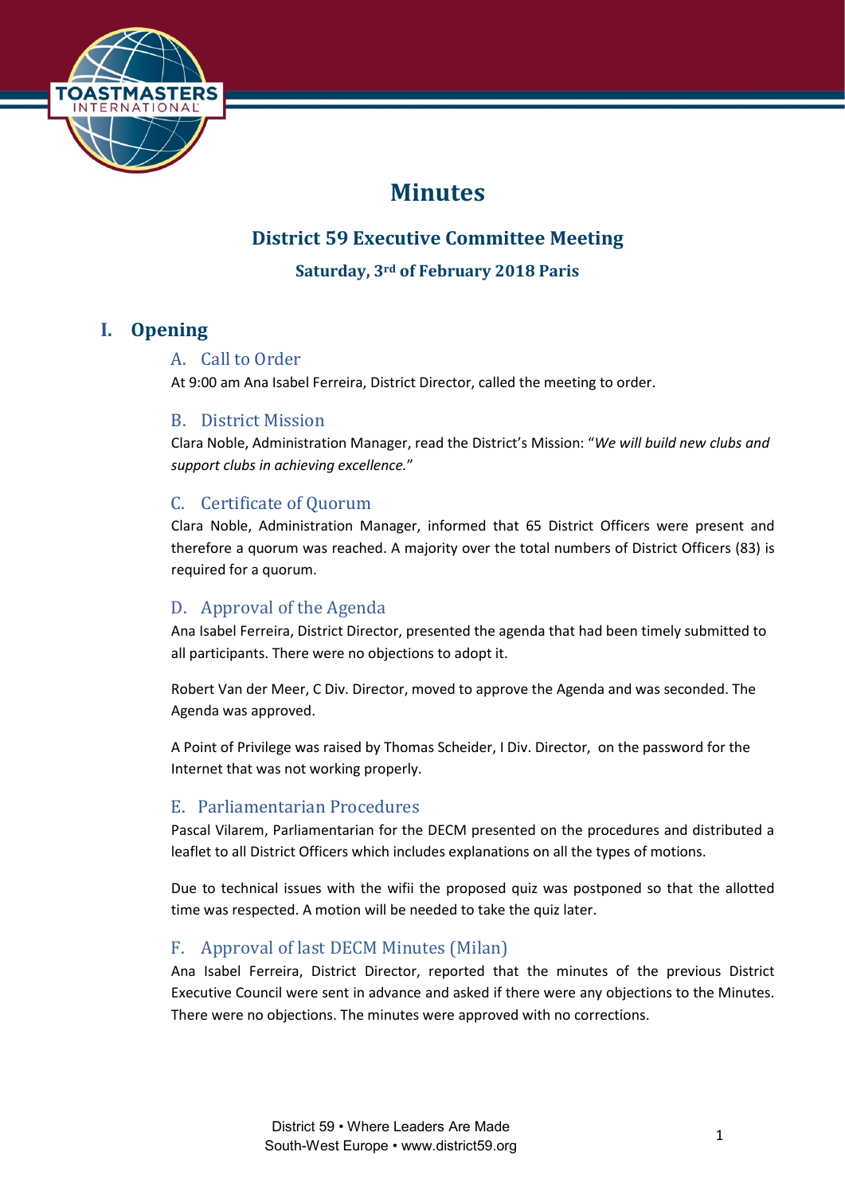# Minutes

## District 59 Executive Committee Meeting

### Saturday, 3rd of February 2018 Paris

## I. Opening

### A. Call to Order

At 9:00 am Ana Isabel Ferreira, District Director, called the meeting to order.

### B. District Mission

Clara Noble, Administration Manager, read the District's Mission: "*We will build new clubs and support clubs in achieving excellence.*"

### C. Certificate of Quorum

Clara Noble, Administration Manager, informed that 65 District Officers were present and therefore a quorum was reached. A majority over the total numbers of District Officers (83) is required for a quorum.

### D. Approval of the Agenda

Ana Isabel Ferreira, District Director, presented the agenda that had been timely submitted to all participants. There were no objections to adopt it.

Robert Van der Meer, C Div. Director, moved to approve the Agenda and was seconded. The Agenda was approved.

A Point of Privilege was raised by Thomas Scheider, I Div. Director, on the password for the Internet that was not working properly.

### E. Parliamentarian Procedures

Pascal Vilarem, Parliamentarian for the DECM presented on the procedures and distributed a leaflet to all District Officers which includes explanations on all the types of motions.

Due to technical issues with the wifii the proposed quiz was postponed so that the allotted time was respected. A motion will be needed to take the quiz later.

### F. Approval of last DECM Minutes (Milan)

Ana Isabel Ferreira, District Director, reported that the minutes of the previous District Executive Council were sent in advance and asked if there were any objections to the Minutes. There were no objections. The minutes were approved with no corrections.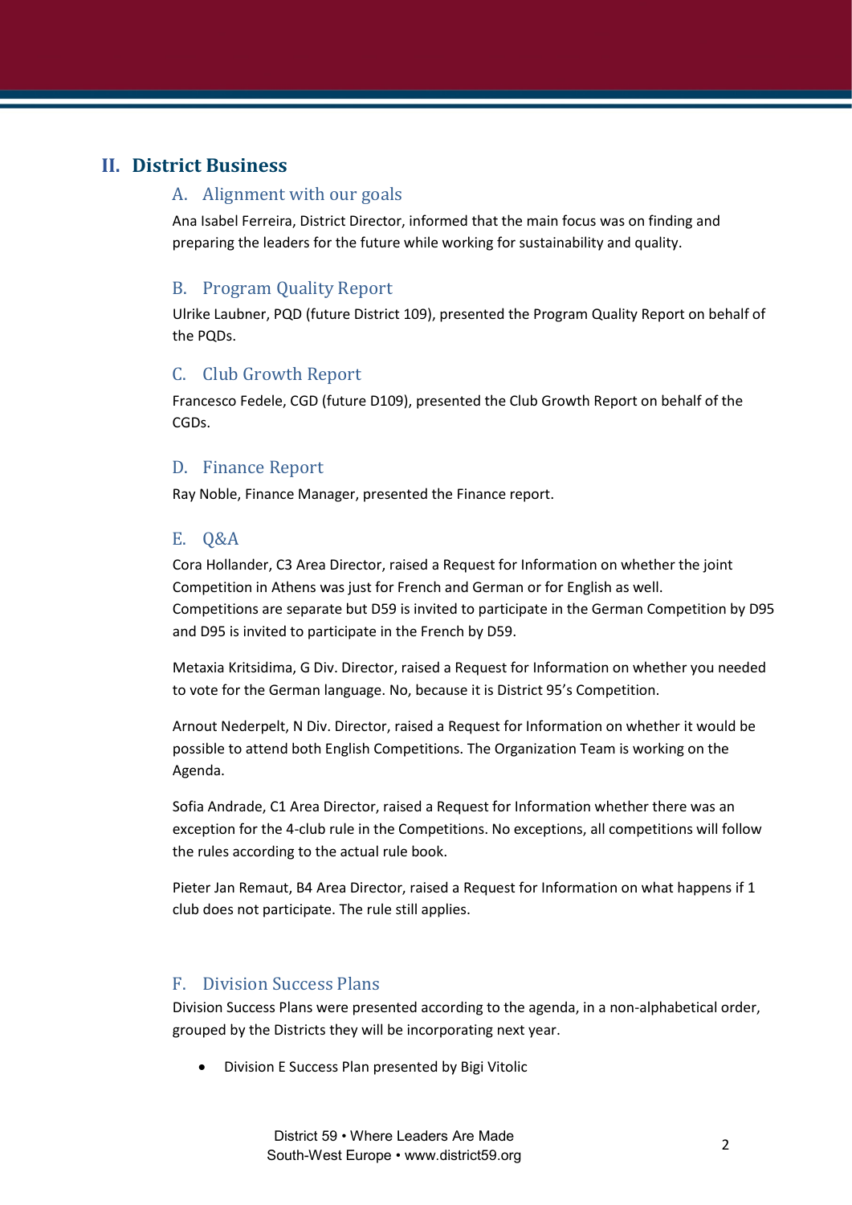## II. District Business

### A. Alignment with our goals

Ana Isabel Ferreira, District Director, informed that the main focus was on finding and preparing the leaders for the future while working for sustainability and quality.

### B. Program Quality Report

Ulrike Laubner, PQD (future District 109), presented the Program Quality Report on behalf of the PQDs.

### C. Club Growth Report

Francesco Fedele, CGD (future D109), presented the Club Growth Report on behalf of the CGDs.

### D. Finance Report

Ray Noble, Finance Manager, presented the Finance report.

### E. Q&A

Cora Hollander, C3 Area Director, raised a Request for Information on whether the joint Competition in Athens was just for French and German or for English as well. Competitions are separate but D59 is invited to participate in the German Competition by D95 and D95 is invited to participate in the French by D59.

Metaxia Kritsidima, G Div. Director, raised a Request for Information on whether you needed to vote for the German language. No, because it is District 95's Competition.

Arnout Nederpelt, N Div. Director, raised a Request for Information on whether it would be possible to attend both English Competitions. The Organization Team is working on the Agenda.

Sofia Andrade, C1 Area Director, raised a Request for Information whether there was an exception for the 4-club rule in the Competitions. No exceptions, all competitions will follow the rules according to the actual rule book.

Pieter Jan Remaut, B4 Area Director, raised a Request for Information on what happens if 1 club does not participate. The rule still applies.

### F. Division Success Plans

Division Success Plans were presented according to the agenda, in a non-alphabetical order, grouped by the Districts they will be incorporating next year.

- Division E Success Plan presented by Bigi Vitolic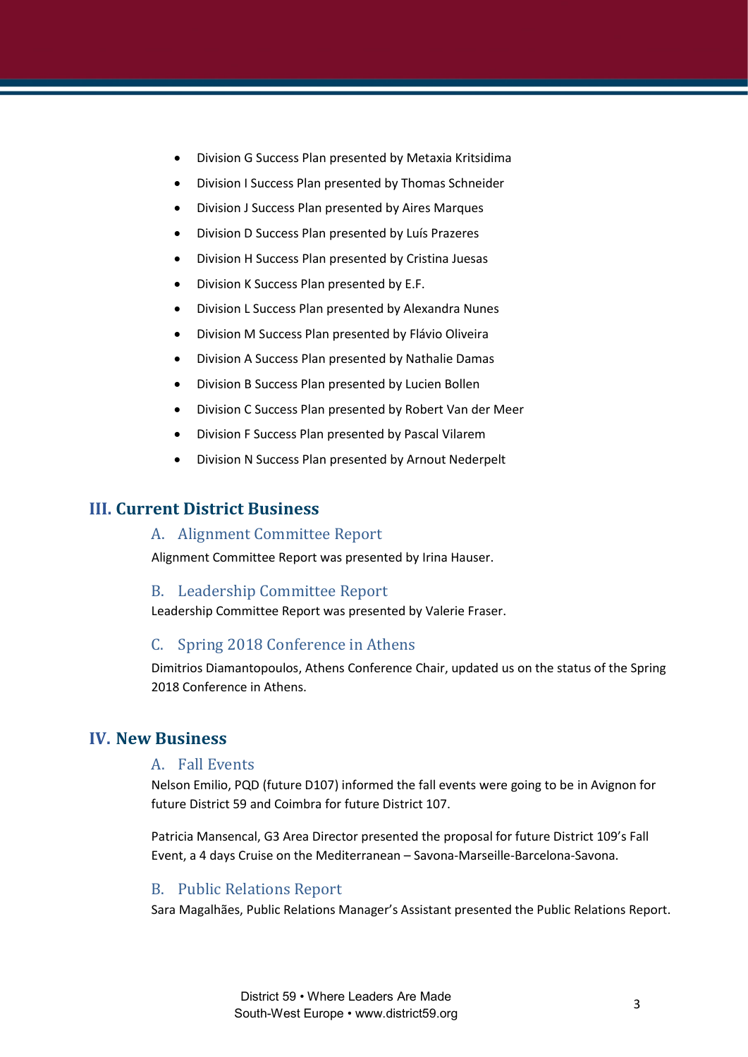- Division G Success Plan presented by Metaxia Kritsidima
- Division I Success Plan presented by Thomas Schneider
- Division J Success Plan presented by Aires Marques
- Division D Success Plan presented by Luís Prazeres
- Division H Success Plan presented by Cristina Juesas
- Division K Success Plan presented by E.F.
- Division L Success Plan presented by Alexandra Nunes
- Division M Success Plan presented by Flávio Oliveira
- Division A Success Plan presented by Nathalie Damas
- Division B Success Plan presented by Lucien Bollen
- Division C Success Plan presented by Robert Van der Meer
- Division F Success Plan presented by Pascal Vilarem
- Division N Success Plan presented by Arnout Nederpelt

## III. Current District Business

### A. Alignment Committee Report

Alignment Committee Report was presented by Irina Hauser.

### B. Leadership Committee Report

Leadership Committee Report was presented by Valerie Fraser.

### C. Spring 2018 Conference in Athens

Dimitrios Diamantopoulos, Athens Conference Chair, updated us on the status of the Spring 2018 Conference in Athens.

## IV. New Business

### A. Fall Events

Nelson Emilio, PQD (future D107) informed the fall events were going to be in Avignon for future District 59 and Coimbra for future District 107.

Patricia Mansencal, G3 Area Director presented the proposal for future District 109's Fall Event, a 4 days Cruise on the Mediterranean – Savona-Marseille-Barcelona-Savona.

### B. Public Relations Report

Sara Magalhães, Public Relations Manager's Assistant presented the Public Relations Report.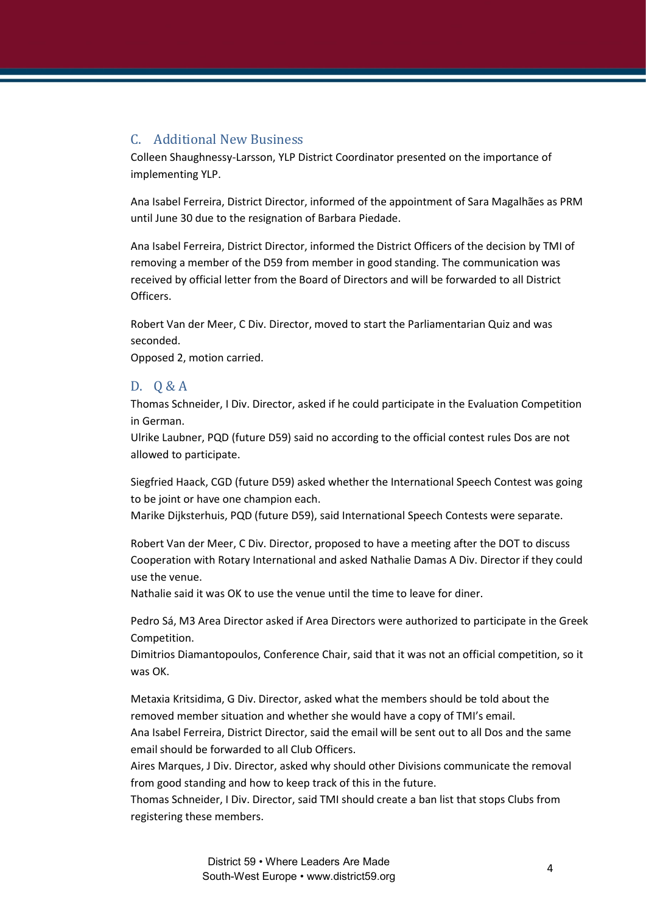## C. Additional New Business

Colleen Shaughnessy-Larsson, YLP District Coordinator presented on the importance of implementing YLP.

Ana Isabel Ferreira, District Director, informed of the appointment of Sara Magalhães as PRM until June 30 due to the resignation of Barbara Piedade.

Ana Isabel Ferreira, District Director, informed the District Officers of the decision by TMI of removing a member of the D59 from member in good standing. The communication was received by official letter from the Board of Directors and will be forwarded to all District Officers.

Robert Van der Meer, C Div. Director, moved to start the Parliamentarian Quiz and was seconded.
Opposed 2, motion carried.

## D. Q & A

Thomas Schneider, I Div. Director, asked if he could participate in the Evaluation Competition in German.
Ulrike Laubner, PQD (future D59) said no according to the official contest rules Dos are not allowed to participate.

Siegfried Haack, CGD (future D59) asked whether the International Speech Contest was going to be joint or have one champion each.
Marike Dijksterhuis, PQD (future D59), said International Speech Contests were separate.

Robert Van der Meer, C Div. Director, proposed to have a meeting after the DOT to discuss Cooperation with Rotary International and asked Nathalie Damas A Div. Director if they could use the venue.
Nathalie said it was OK to use the venue until the time to leave for diner.

Pedro Sá, M3 Area Director asked if Area Directors were authorized to participate in the Greek Competition.
Dimitrios Diamantopoulos, Conference Chair, said that it was not an official competition, so it was OK.

Metaxia Kritsidima, G Div. Director, asked what the members should be told about the removed member situation and whether she would have a copy of TMI's email.
Ana Isabel Ferreira, District Director, said the email will be sent out to all Dos and the same email should be forwarded to all Club Officers.
Aires Marques, J Div. Director, asked why should other Divisions communicate the removal from good standing and how to keep track of this in the future.
Thomas Schneider, I Div. Director, said TMI should create a ban list that stops Clubs from registering these members.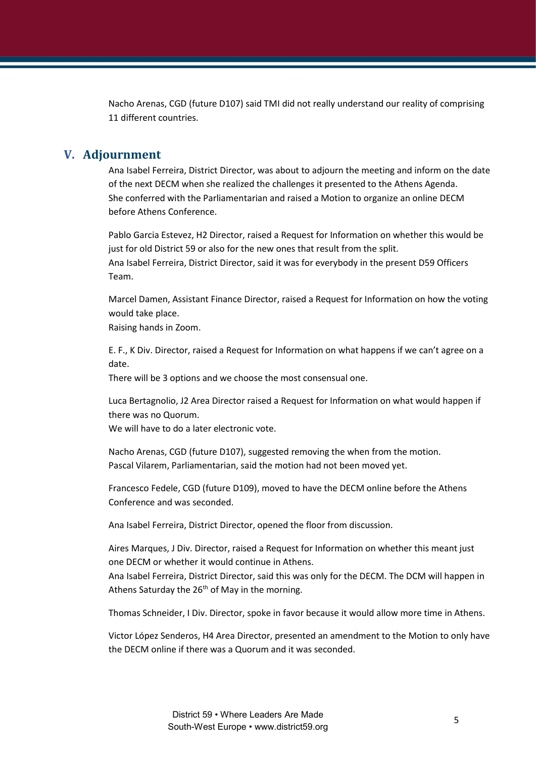Nacho Arenas, CGD (future D107) said TMI did not really understand our reality of comprising 11 different countries.

## V. Adjournment

Ana Isabel Ferreira, District Director, was about to adjourn the meeting and inform on the date of the next DECM when she realized the challenges it presented to the Athens Agenda. She conferred with the Parliamentarian and raised a Motion to organize an online DECM before Athens Conference.

Pablo Garcia Estevez, H2 Director, raised a Request for Information on whether this would be just for old District 59 or also for the new ones that result from the split.
Ana Isabel Ferreira, District Director, said it was for everybody in the present D59 Officers Team.

Marcel Damen, Assistant Finance Director, raised a Request for Information on how the voting would take place.
Raising hands in Zoom.

E. F., K Div. Director, raised a Request for Information on what happens if we can't agree on a date.
There will be 3 options and we choose the most consensual one.

Luca Bertagnolio, J2 Area Director raised a Request for Information on what would happen if there was no Quorum.
We will have to do a later electronic vote.

Nacho Arenas, CGD (future D107), suggested removing the when from the motion.
Pascal Vilarem, Parliamentarian, said the motion had not been moved yet.

Francesco Fedele, CGD (future D109), moved to have the DECM online before the Athens Conference and was seconded.

Ana Isabel Ferreira, District Director, opened the floor from discussion.

Aires Marques, J Div. Director, raised a Request for Information on whether this meant just one DECM or whether it would continue in Athens.
Ana Isabel Ferreira, District Director, said this was only for the DECM. The DCM will happen in Athens Saturday the 26th of May in the morning.

Thomas Schneider, I Div. Director, spoke in favor because it would allow more time in Athens.

Victor López Senderos, H4 Area Director, presented an amendment to the Motion to only have the DECM online if there was a Quorum and it was seconded.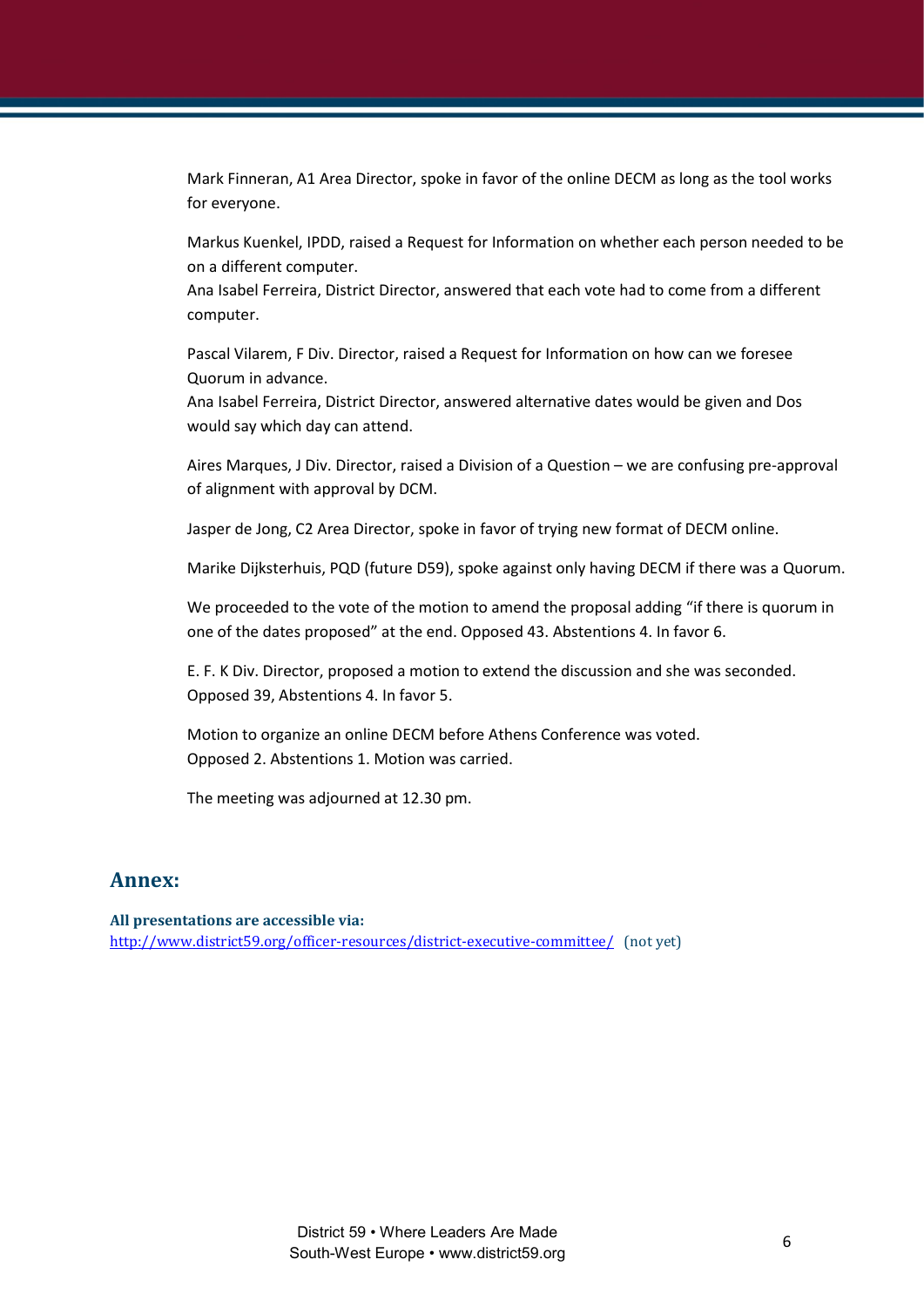Mark Finneran, A1 Area Director, spoke in favor of the online DECM as long as the tool works for everyone.

Markus Kuenkel, IPDD, raised a Request for Information on whether each person needed to be on a different computer.
Ana Isabel Ferreira, District Director, answered that each vote had to come from a different computer.

Pascal Vilarem, F Div. Director, raised a Request for Information on how can we foresee Quorum in advance.
Ana Isabel Ferreira, District Director, answered alternative dates would be given and Dos would say which day can attend.

Aires Marques, J Div. Director, raised a Division of a Question – we are confusing pre-approval of alignment with approval by DCM.

Jasper de Jong, C2 Area Director, spoke in favor of trying new format of DECM online.

Marike Dijksterhuis, PQD (future D59), spoke against only having DECM if there was a Quorum.

We proceeded to the vote of the motion to amend the proposal adding "if there is quorum in one of the dates proposed" at the end. Opposed 43. Abstentions 4. In favor 6.

E. F. K Div. Director, proposed a motion to extend the discussion and she was seconded. Opposed 39, Abstentions 4. In favor 5.

Motion to organize an online DECM before Athens Conference was voted.
Opposed 2. Abstentions 1. Motion was carried.

The meeting was adjourned at 12.30 pm.

## Annex:

**All presentations are accessible via:**
http://www.district59.org/officer-resources/district-executive-committee/ (not yet)